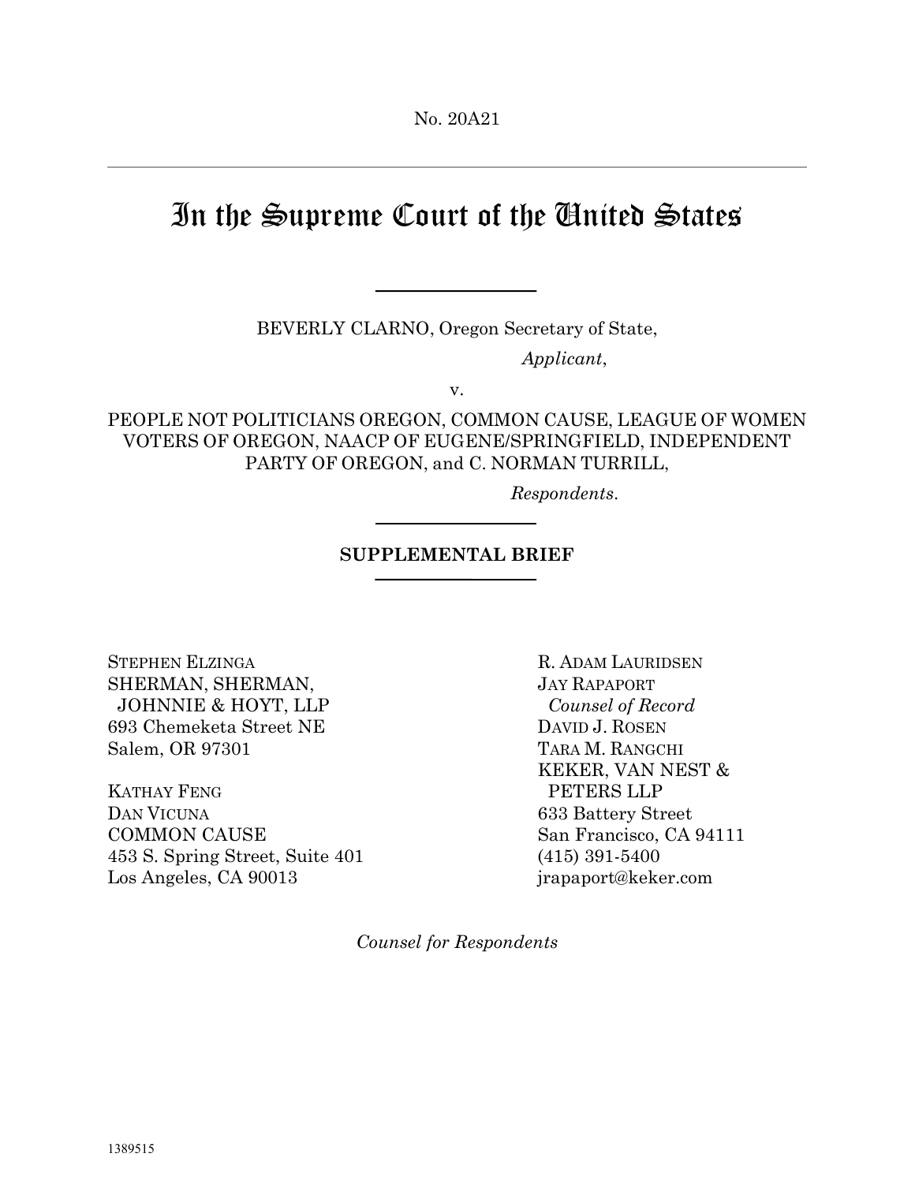No. 20A21

# In the Supreme Court of the United States

BEVERLY CLARNO, Oregon Secretary of State,

*Applicant*,

v.

PEOPLE NOT POLITICIANS OREGON, COMMON CAUSE, LEAGUE OF WOMEN VOTERS OF OREGON, NAACP OF EUGENE/SPRINGFIELD, INDEPENDENT PARTY OF OREGON, and C. NORMAN TURRILL,

*Respondents*.

**SUPPLEMENTAL BRIEF**

STEPHEN ELZINGA
SHERMAN, SHERMAN, JOHNNIE & HOYT, LLP
693 Chemeketa Street NE
Salem, OR 97301

KATHAY FENG
DAN VICUNA
COMMON CAUSE
453 S. Spring Street, Suite 401
Los Angeles, CA 90013

R. ADAM LAURIDSEN
JAY RAPAPORT
*Counsel of Record*
DAVID J. ROSEN
TARA M. RANGCHI
KEKER, VAN NEST & PETERS LLP
633 Battery Street
San Francisco, CA 94111
(415) 391-5400
jrapaport@keker.com

*Counsel for Respondents*

1389515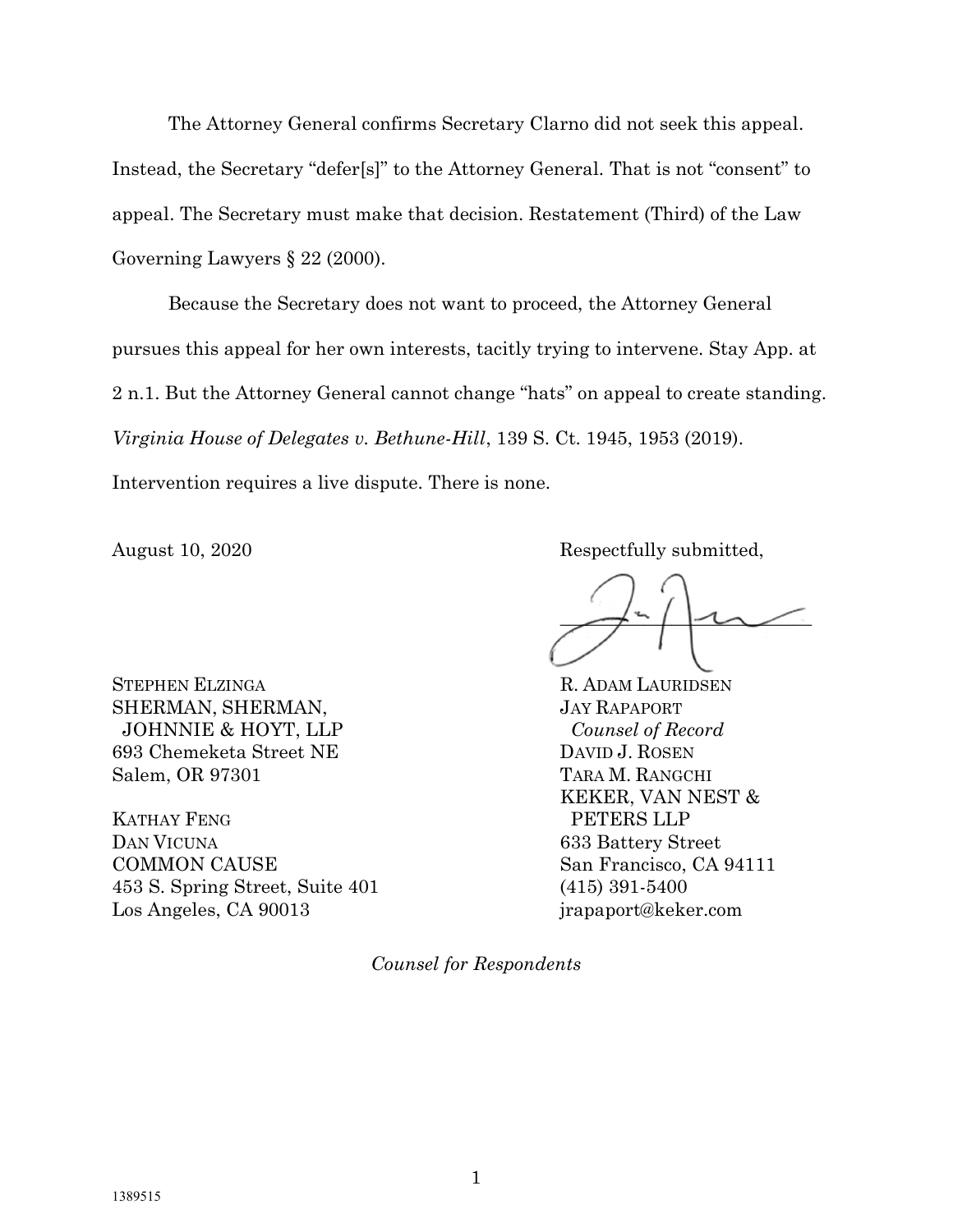The Attorney General confirms Secretary Clarno did not seek this appeal. Instead, the Secretary "defer[s]" to the Attorney General. That is not "consent" to appeal. The Secretary must make that decision. Restatement (Third) of the Law Governing Lawyers § 22 (2000).

Because the Secretary does not want to proceed, the Attorney General pursues this appeal for her own interests, tacitly trying to intervene. Stay App. at 2 n.1. But the Attorney General cannot change "hats" on appeal to create standing. *Virginia House of Delegates v. Bethune-Hill*, 139 S. Ct. 1945, 1953 (2019). Intervention requires a live dispute. There is none.

August 10, 2020

Respectfully submitted,

STEPHEN ELZINGA
SHERMAN, SHERMAN,
JOHNNIE & HOYT, LLP
693 Chemeketa Street NE
Salem, OR 97301

KATHAY FENG
DAN VICUNA
COMMON CAUSE
453 S. Spring Street, Suite 401
Los Angeles, CA 90013

R. ADAM LAURIDSEN
JAY RAPAPORT
*Counsel of Record*
DAVID J. ROSEN
TARA M. RANGCHI
KEKER, VAN NEST &
PETERS LLP
633 Battery Street
San Francisco, CA 94111
(415) 391-5400
jrapaport@keker.com

*Counsel for Respondents*

1389515